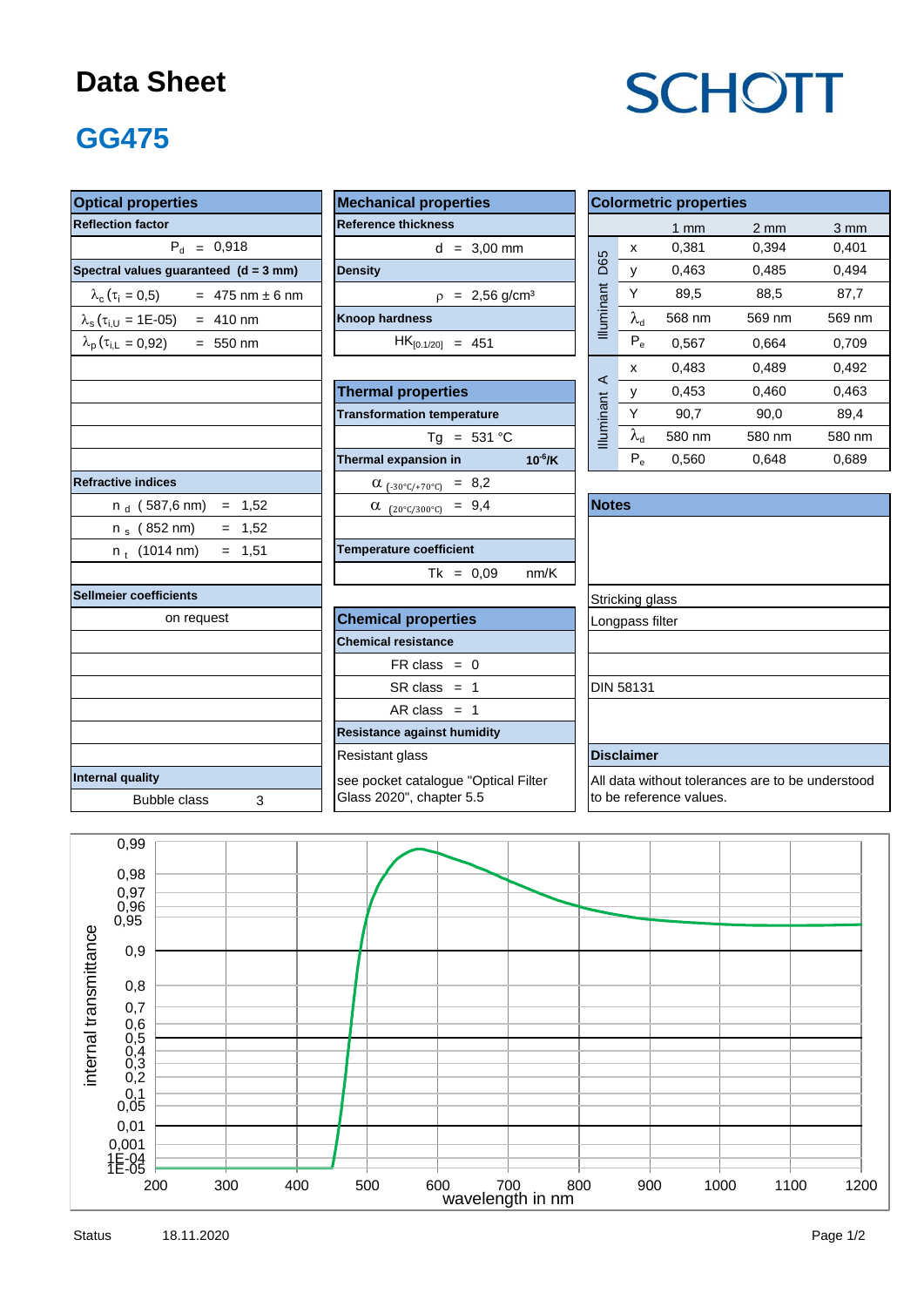# Data Sheet

SCHOTT

## GG475

### Optical properties

**Reflection factor**

$P_d$ = 0,918

**Spectral values guaranteed (d = 3 mm)**

$\lambda_c$ ($\tau_i$ = 0,5) = 475 nm ± 6 nm

$\lambda_s$ ($\tau_{i,U}$ = 1E-05) = 410 nm

$\lambda_p$ ($\tau_{i,L}$ = 0,92) = 550 nm

**Refractive indices**

$n_d$ (587,6 nm) = 1,52

$n_s$ (852 nm) = 1,52

$n_t$ (1014 nm) = 1,51

**Sellmeier coefficients**

on request

**Internal quality**

Bubble class 3

### Mechanical properties

**Reference thickness**

d = 3,00 mm

**Density**

$\rho$ = 2,56 g/cm³

**Knoop hardness**

$HK_{[0.1/20]}$ = 451

### Thermal properties

**Transformation temperature**

Tg = 531 °C

**Thermal expansion in** $10^{-6}$/K

$\alpha_{(-30°C/+70°C)}$ = 8,2

$\alpha_{(20°C/300°C)}$ = 9,4

**Temperature coefficient**

Tk = 0,09 nm/K

### Chemical properties

**Chemical resistance**

FR class = 0

SR class = 1

AR class = 1

**Resistance against humidity**

Resistant glass

see pocket catalogue "Optical Filter Glass 2020", chapter 5.5

### Colormetric properties

| | | 1 mm | 2 mm | 3 mm |
|---|---|---|---|---|
| Illuminant D65 | x | 0,381 | 0,394 | 0,401 |
| | y | 0,463 | 0,485 | 0,494 |
| | Y | 89,5 | 88,5 | 87,7 |
| | $\lambda_d$ | 568 nm | 569 nm | 569 nm |
| | $P_e$ | 0,567 | 0,664 | 0,709 |
| Illuminant A | x | 0,483 | 0,489 | 0,492 |
| | y | 0,453 | 0,460 | 0,463 |
| | Y | 90,7 | 90,0 | 89,4 |
| | $\lambda_d$ | 580 nm | 580 nm | 580 nm |
| | $P_e$ | 0,560 | 0,648 | 0,689 |

### Notes

Stricking glass

Longpass filter

DIN 58131

### Disclaimer

All data without tolerances are to be understood to be reference values.

[Chart: internal transmittance vs. wavelength in nm (200–1200 nm); y-axis: internal transmittance (1E-05 to 0,99)]

Status 18.11.2020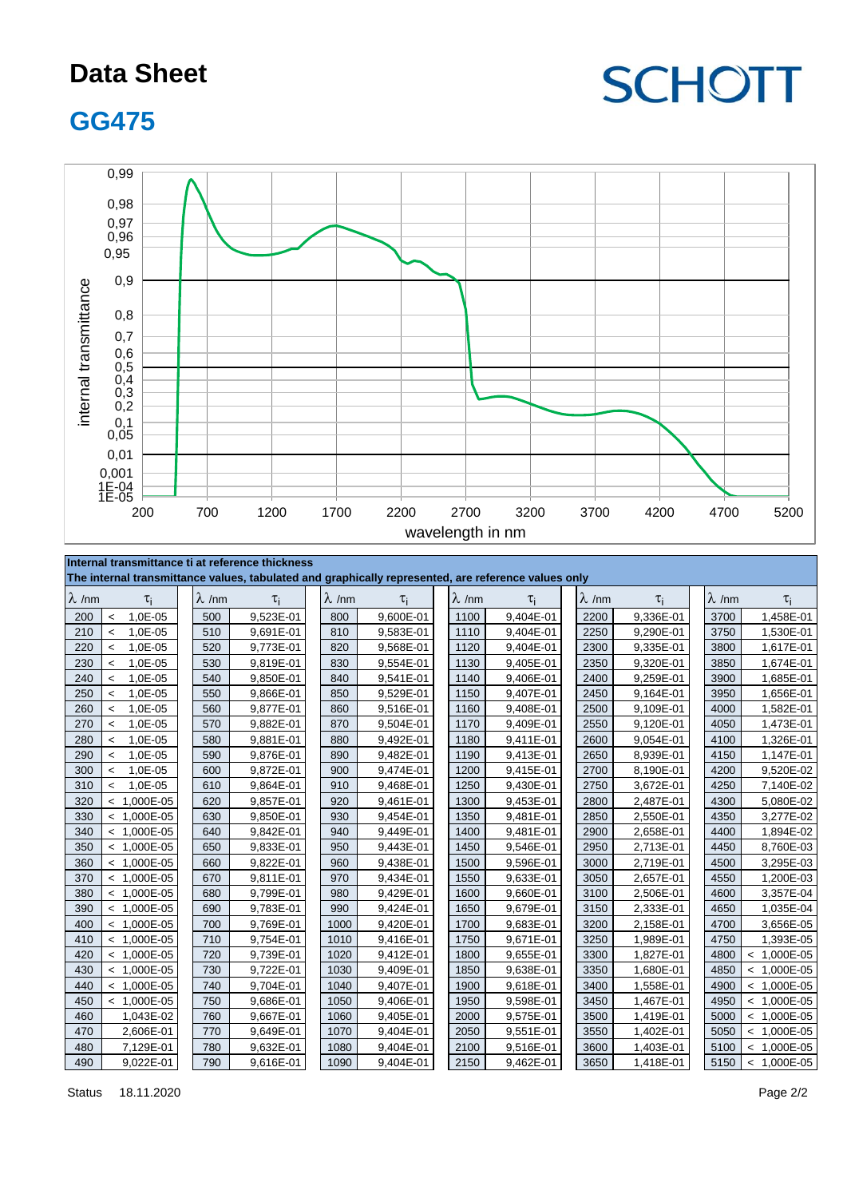# Data Sheet

SCHOTT

## GG475

0,99
0,98
0,97
0,96
0,95
0,9
0,8
0,7
0,6
0,5
0,4
0,3
0,2
0,1
0,05
0,01
0,001
1E-04
1E-05

internal transmittance

200 700 1200 1700 2200 2700 3200 3700 4200 4700 5200

wavelength in nm

**Internal transmittance ti at reference thickness**

**The internal transmittance values, tabulated and graphically represented, are reference values only**

| λ /nm | $\tau_i$ | λ /nm | $\tau_i$ | λ /nm | $\tau_i$ | λ /nm | $\tau_i$ | λ /nm | $\tau_i$ | λ /nm | $\tau_i$ |
|---|---|---|---|---|---|---|---|---|---|---|---|
| 200 | < 1,0E-05 | 500 | 9,523E-01 | 800 | 9,600E-01 | 1100 | 9,404E-01 | 2200 | 9,336E-01 | 3700 | 1,458E-01 |
| 210 | < 1,0E-05 | 510 | 9,691E-01 | 810 | 9,583E-01 | 1110 | 9,404E-01 | 2250 | 9,290E-01 | 3750 | 1,530E-01 |
| 220 | < 1,0E-05 | 520 | 9,773E-01 | 820 | 9,568E-01 | 1120 | 9,404E-01 | 2300 | 9,335E-01 | 3800 | 1,617E-01 |
| 230 | < 1,0E-05 | 530 | 9,819E-01 | 830 | 9,554E-01 | 1130 | 9,405E-01 | 2350 | 9,320E-01 | 3850 | 1,674E-01 |
| 240 | < 1,0E-05 | 540 | 9,850E-01 | 840 | 9,541E-01 | 1140 | 9,406E-01 | 2400 | 9,259E-01 | 3900 | 1,685E-01 |
| 250 | < 1,0E-05 | 550 | 9,866E-01 | 850 | 9,529E-01 | 1150 | 9,407E-01 | 2450 | 9,164E-01 | 3950 | 1,656E-01 |
| 260 | < 1,0E-05 | 560 | 9,877E-01 | 860 | 9,516E-01 | 1160 | 9,408E-01 | 2500 | 9,109E-01 | 4000 | 1,582E-01 |
| 270 | < 1,0E-05 | 570 | 9,882E-01 | 870 | 9,504E-01 | 1170 | 9,409E-01 | 2550 | 9,120E-01 | 4050 | 1,473E-01 |
| 280 | < 1,0E-05 | 580 | 9,881E-01 | 880 | 9,492E-01 | 1180 | 9,411E-01 | 2600 | 9,054E-01 | 4100 | 1,326E-01 |
| 290 | < 1,0E-05 | 590 | 9,876E-01 | 890 | 9,482E-01 | 1190 | 9,413E-01 | 2650 | 8,939E-01 | 4150 | 1,147E-01 |
| 300 | < 1,0E-05 | 600 | 9,872E-01 | 900 | 9,474E-01 | 1200 | 9,415E-01 | 2700 | 8,190E-01 | 4200 | 9,520E-02 |
| 310 | < 1,0E-05 | 610 | 9,864E-01 | 910 | 9,468E-01 | 1250 | 9,430E-01 | 2750 | 3,672E-01 | 4250 | 7,140E-02 |
| 320 | < 1,000E-05 | 620 | 9,857E-01 | 920 | 9,461E-01 | 1300 | 9,453E-01 | 2800 | 2,487E-01 | 4300 | 5,080E-02 |
| 330 | < 1,000E-05 | 630 | 9,850E-01 | 930 | 9,454E-01 | 1350 | 9,481E-01 | 2850 | 2,550E-01 | 4350 | 3,277E-02 |
| 340 | < 1,000E-05 | 640 | 9,842E-01 | 940 | 9,449E-01 | 1400 | 9,481E-01 | 2900 | 2,658E-01 | 4400 | 1,894E-02 |
| 350 | < 1,000E-05 | 650 | 9,833E-01 | 950 | 9,443E-01 | 1450 | 9,546E-01 | 2950 | 2,713E-01 | 4450 | 8,760E-03 |
| 360 | < 1,000E-05 | 660 | 9,822E-01 | 960 | 9,438E-01 | 1500 | 9,596E-01 | 3000 | 2,719E-01 | 4500 | 3,295E-03 |
| 370 | < 1,000E-05 | 670 | 9,811E-01 | 970 | 9,434E-01 | 1550 | 9,633E-01 | 3050 | 2,657E-01 | 4550 | 1,200E-03 |
| 380 | < 1,000E-05 | 680 | 9,799E-01 | 980 | 9,429E-01 | 1600 | 9,660E-01 | 3100 | 2,506E-01 | 4600 | 3,357E-04 |
| 390 | < 1,000E-05 | 690 | 9,783E-01 | 990 | 9,424E-01 | 1650 | 9,679E-01 | 3150 | 2,333E-01 | 4650 | 1,035E-04 |
| 400 | < 1,000E-05 | 700 | 9,769E-01 | 1000 | 9,420E-01 | 1700 | 9,683E-01 | 3200 | 2,158E-01 | 4700 | 3,656E-05 |
| 410 | < 1,000E-05 | 710 | 9,754E-01 | 1010 | 9,416E-01 | 1750 | 9,671E-01 | 3250 | 1,989E-01 | 4750 | 1,393E-05 |
| 420 | < 1,000E-05 | 720 | 9,739E-01 | 1020 | 9,412E-01 | 1800 | 9,655E-01 | 3300 | 1,827E-01 | 4800 | < 1,000E-05 |
| 430 | < 1,000E-05 | 730 | 9,722E-01 | 1030 | 9,409E-01 | 1850 | 9,638E-01 | 3350 | 1,680E-01 | 4850 | < 1,000E-05 |
| 440 | < 1,000E-05 | 740 | 9,704E-01 | 1040 | 9,407E-01 | 1900 | 9,618E-01 | 3400 | 1,558E-01 | 4900 | < 1,000E-05 |
| 450 | < 1,000E-05 | 750 | 9,686E-01 | 1050 | 9,406E-01 | 1950 | 9,598E-01 | 3450 | 1,467E-01 | 4950 | < 1,000E-05 |
| 460 | 1,043E-02 | 760 | 9,667E-01 | 1060 | 9,405E-01 | 2000 | 9,575E-01 | 3500 | 1,419E-01 | 5000 | < 1,000E-05 |
| 470 | 2,606E-01 | 770 | 9,649E-01 | 1070 | 9,404E-01 | 2050 | 9,551E-01 | 3550 | 1,402E-01 | 5050 | < 1,000E-05 |
| 480 | 7,129E-01 | 780 | 9,632E-01 | 1080 | 9,404E-01 | 2100 | 9,516E-01 | 3600 | 1,403E-01 | 5100 | < 1,000E-05 |
| 490 | 9,022E-01 | 790 | 9,616E-01 | 1090 | 9,404E-01 | 2150 | 9,462E-01 | 3650 | 1,418E-01 | 5150 | < 1,000E-05 |

Status 18.11.2020